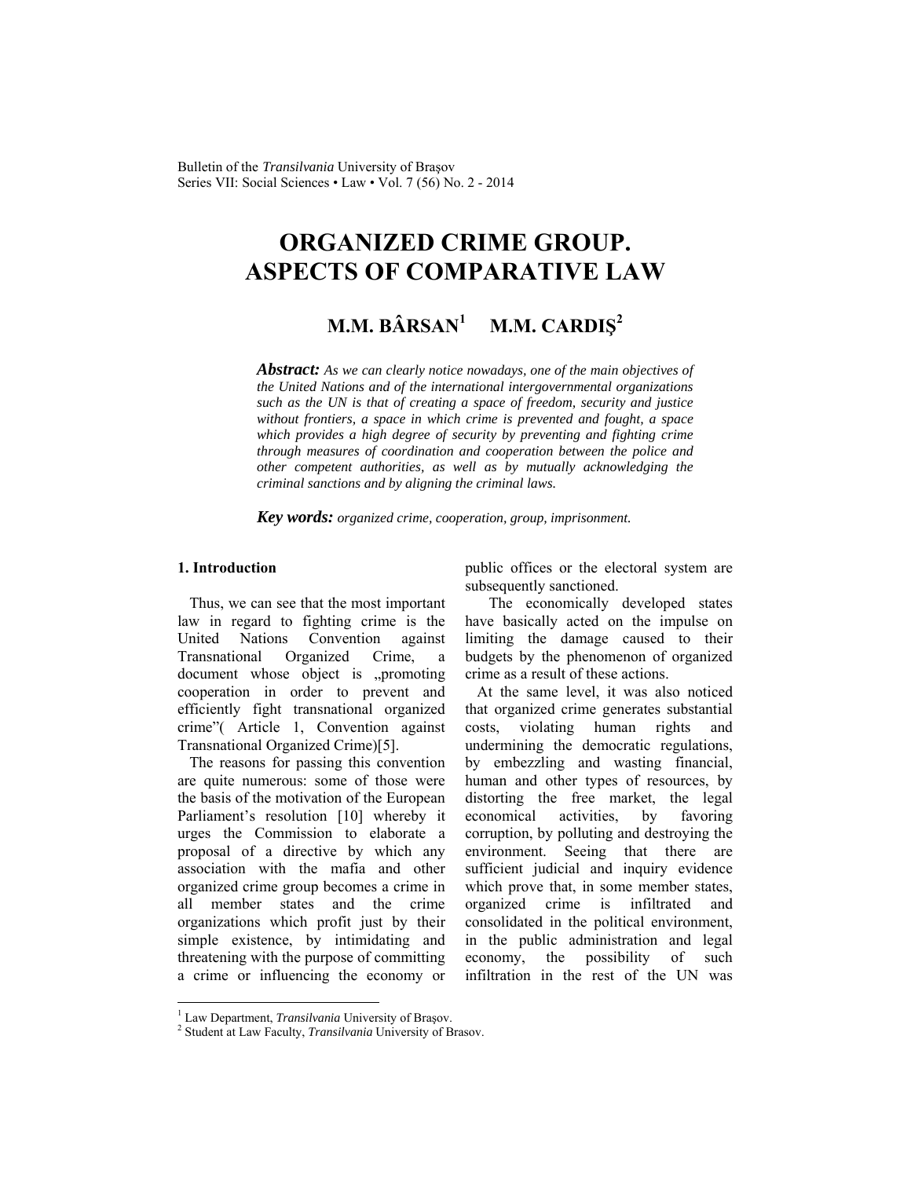# ORGANIZED CRIME GROUP. ASPECTS OF COMPARATIVE LAW

**M.M. BÂRSAN[1] M.M. CARDIŞ[2]**

***Abstract:*** *As we can clearly notice nowadays, one of the main objectives of the United Nations and of the international intergovernmental organizations such as the UN is that of creating a space of freedom, security and justice without frontiers, a space in which crime is prevented and fought, a space which provides a high degree of security by preventing and fighting crime through measures of coordination and cooperation between the police and other competent authorities, as well as by mutually acknowledging the criminal sanctions and by aligning the criminal laws.*

***Key words:*** *organized crime, cooperation, group, imprisonment.*

## 1. Introduction

Thus, we can see that the most important law in regard to fighting crime is the United Nations Convention against Transnational Organized Crime, a document whose object is „promoting cooperation in order to prevent and efficiently fight transnational organized crime"( Article 1, Convention against Transnational Organized Crime)[5].

The reasons for passing this convention are quite numerous: some of those were the basis of the motivation of the European Parliament's resolution [10] whereby it urges the Commission to elaborate a proposal of a directive by which any association with the mafia and other organized crime group becomes a crime in all member states and the crime organizations which profit just by their simple existence, by intimidating and threatening with the purpose of committing a crime or influencing the economy or public offices or the electoral system are subsequently sanctioned.

The economically developed states have basically acted on the impulse on limiting the damage caused to their budgets by the phenomenon of organized crime as a result of these actions.

At the same level, it was also noticed that organized crime generates substantial costs, violating human rights and undermining the democratic regulations, by embezzling and wasting financial, human and other types of resources, by distorting the free market, the legal economical activities, by favoring corruption, by polluting and destroying the environment. Seeing that there are sufficient judicial and inquiry evidence which prove that, in some member states, organized crime is infiltrated and consolidated in the political environment, in the public administration and legal economy, the possibility of such infiltration in the rest of the UN was

---

[1] Law Department, *Transilvania* University of Braşov.

[2] Student at Law Faculty, *Transilvania* University of Brasov.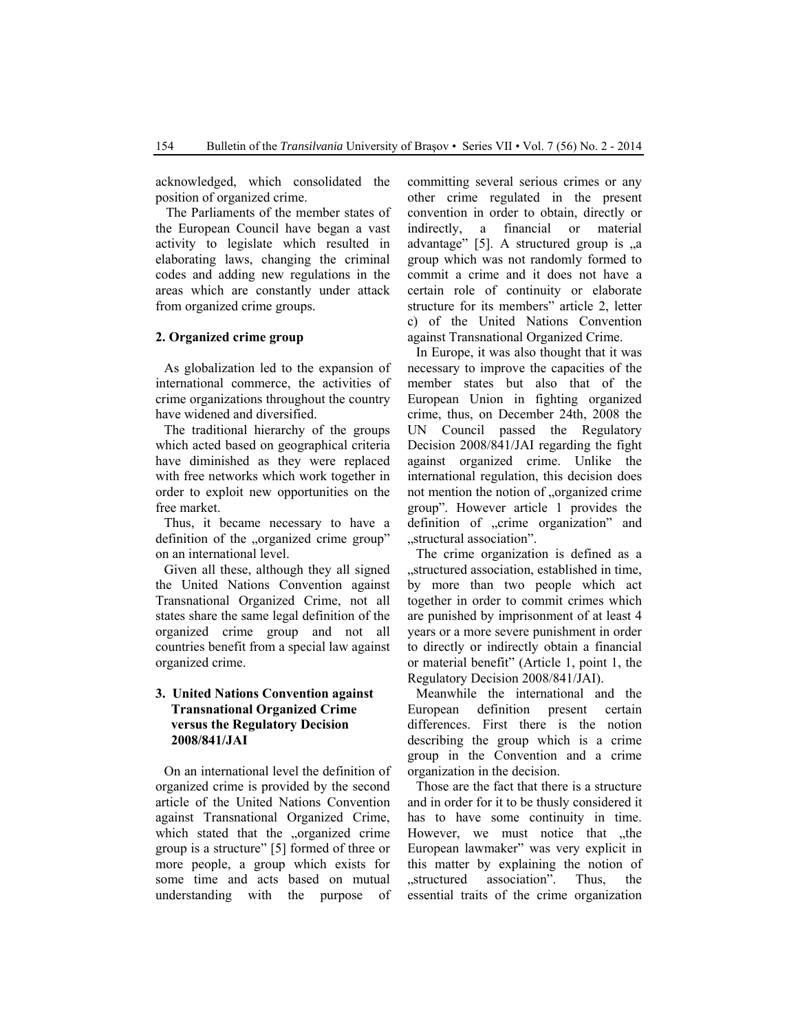acknowledged, which consolidated the position of organized crime.

The Parliaments of the member states of the European Council have began a vast activity to legislate which resulted in elaborating laws, changing the criminal codes and adding new regulations in the areas which are constantly under attack from organized crime groups.

## 2. Organized crime group

As globalization led to the expansion of international commerce, the activities of crime organizations throughout the country have widened and diversified.

The traditional hierarchy of the groups which acted based on geographical criteria have diminished as they were replaced with free networks which work together in order to exploit new opportunities on the free market.

Thus, it became necessary to have a definition of the „organized crime group" on an international level.

Given all these, although they all signed the United Nations Convention against Transnational Organized Crime, not all states share the same legal definition of the organized crime group and not all countries benefit from a special law against organized crime.

## 3. United Nations Convention against Transnational Organized Crime versus the Regulatory Decision 2008/841/JAI

On an international level the definition of organized crime is provided by the second article of the United Nations Convention against Transnational Organized Crime, which stated that the „organized crime group is a structure" [5] formed of three or more people, a group which exists for some time and acts based on mutual understanding with the purpose of committing several serious crimes or any other crime regulated in the present convention in order to obtain, directly or indirectly, a financial or material advantage" [5]. A structured group is „a group which was not randomly formed to commit a crime and it does not have a certain role of continuity or elaborate structure for its members" article 2, letter c) of the United Nations Convention against Transnational Organized Crime.

In Europe, it was also thought that it was necessary to improve the capacities of the member states but also that of the European Union in fighting organized crime, thus, on December 24th, 2008 the UN Council passed the Regulatory Decision 2008/841/JAI regarding the fight against organized crime. Unlike the international regulation, this decision does not mention the notion of „organized crime group". However article 1 provides the definition of „crime organization" and „structural association".

The crime organization is defined as a „structured association, established in time, by more than two people which act together in order to commit crimes which are punished by imprisonment of at least 4 years or a more severe punishment in order to directly or indirectly obtain a financial or material benefit" (Article 1, point 1, the Regulatory Decision 2008/841/JAI).

Meanwhile the international and the European definition present certain differences. First there is the notion describing the group which is a crime group in the Convention and a crime organization in the decision.

Those are the fact that there is a structure and in order for it to be thusly considered it has to have some continuity in time. However, we must notice that „the European lawmaker" was very explicit in this matter by explaining the notion of „structured association". Thus, the essential traits of the crime organization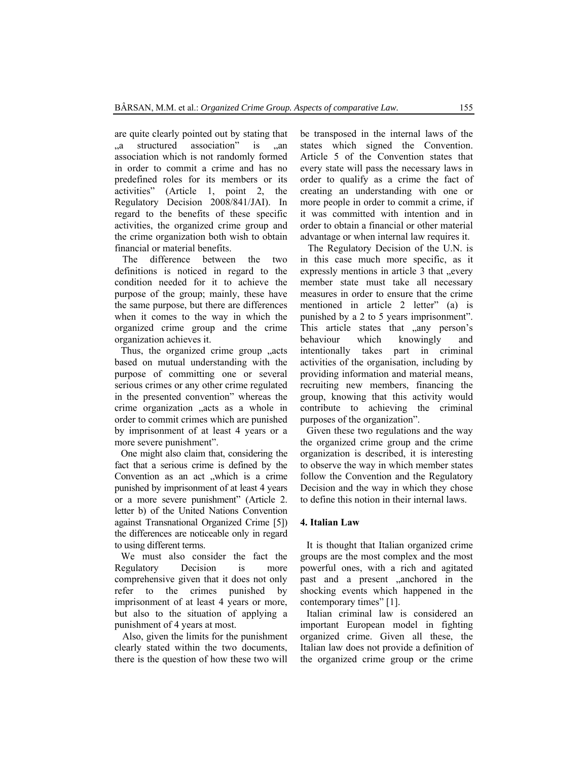are quite clearly pointed out by stating that „a structured association" is „an association which is not randomly formed in order to commit a crime and has no predefined roles for its members or its activities" (Article 1, point 2, the Regulatory Decision 2008/841/JAI). In regard to the benefits of these specific activities, the organized crime group and the crime organization both wish to obtain financial or material benefits.

The difference between the two definitions is noticed in regard to the condition needed for it to achieve the purpose of the group; mainly, these have the same purpose, but there are differences when it comes to the way in which the organized crime group and the crime organization achieves it.

Thus, the organized crime group „acts based on mutual understanding with the purpose of committing one or several serious crimes or any other crime regulated in the presented convention" whereas the crime organization „acts as a whole in order to commit crimes which are punished by imprisonment of at least 4 years or a more severe punishment".

One might also claim that, considering the fact that a serious crime is defined by the Convention as an act „which is a crime punished by imprisonment of at least 4 years or a more severe punishment" (Article 2. letter b) of the United Nations Convention against Transnational Organized Crime [5]) the differences are noticeable only in regard to using different terms.

We must also consider the fact the Regulatory Decision is more comprehensive given that it does not only refer to the crimes punished by imprisonment of at least 4 years or more, but also to the situation of applying a punishment of 4 years at most.

Also, given the limits for the punishment clearly stated within the two documents, there is the question of how these two will be transposed in the internal laws of the states which signed the Convention. Article 5 of the Convention states that every state will pass the necessary laws in order to qualify as a crime the fact of creating an understanding with one or more people in order to commit a crime, if it was committed with intention and in order to obtain a financial or other material advantage or when internal law requires it.

The Regulatory Decision of the U.N. is in this case much more specific, as it expressly mentions in article 3 that „every member state must take all necessary measures in order to ensure that the crime mentioned in article 2 letter" (a) is punished by a 2 to 5 years imprisonment". This article states that „any person's behaviour which knowingly and intentionally takes part in criminal activities of the organisation, including by providing information and material means, recruiting new members, financing the group, knowing that this activity would contribute to achieving the criminal purposes of the organization".

Given these two regulations and the way the organized crime group and the crime organization is described, it is interesting to observe the way in which member states follow the Convention and the Regulatory Decision and the way in which they chose to define this notion in their internal laws.

## 4. Italian Law

It is thought that Italian organized crime groups are the most complex and the most powerful ones, with a rich and agitated past and a present „anchored in the shocking events which happened in the contemporary times" [1].

Italian criminal law is considered an important European model in fighting organized crime. Given all these, the Italian law does not provide a definition of the organized crime group or the crime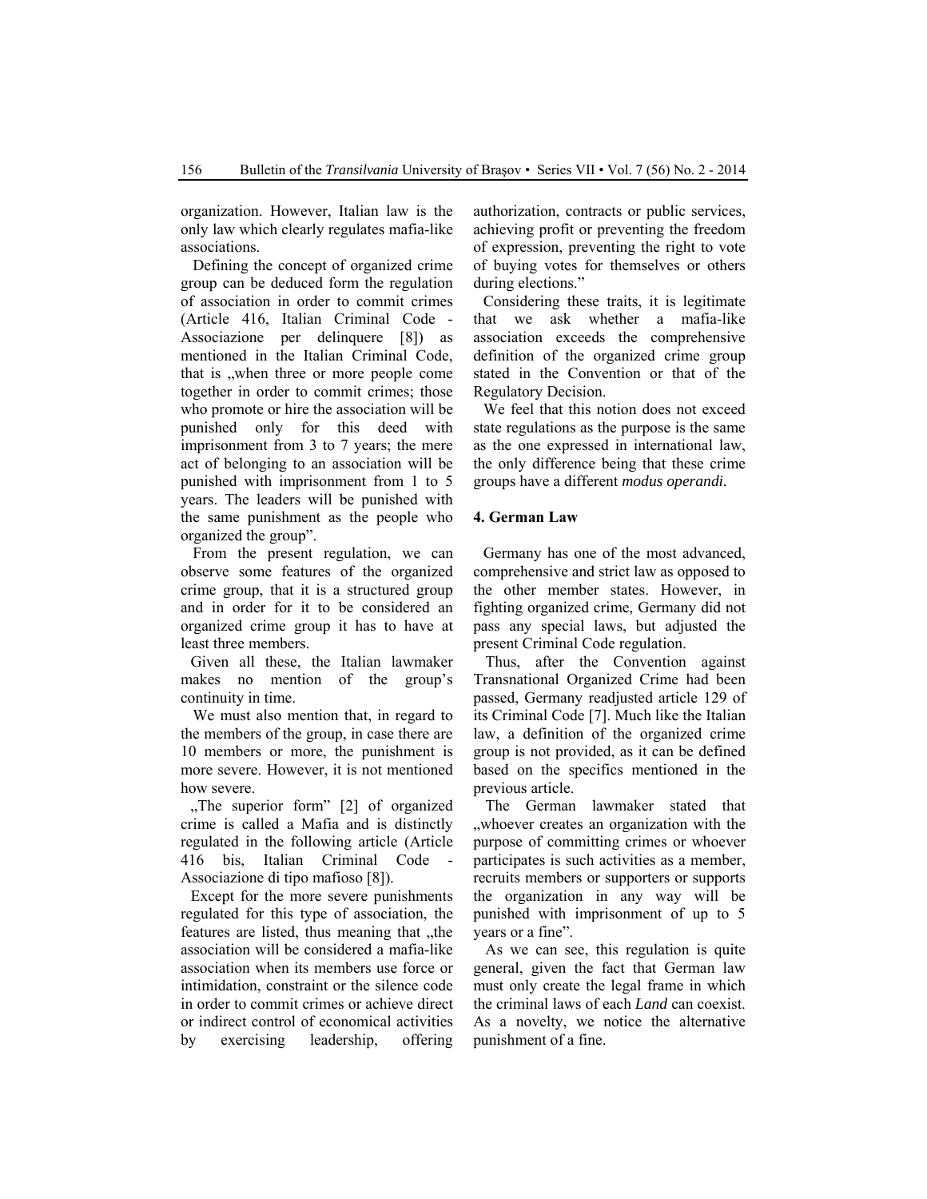organization. However, Italian law is the only law which clearly regulates mafia-like associations.

Defining the concept of organized crime group can be deduced form the regulation of association in order to commit crimes (Article 416, Italian Criminal Code - Associazione per delinquere [8]) as mentioned in the Italian Criminal Code, that is „when three or more people come together in order to commit crimes; those who promote or hire the association will be punished only for this deed with imprisonment from 3 to 7 years; the mere act of belonging to an association will be punished with imprisonment from 1 to 5 years. The leaders will be punished with the same punishment as the people who organized the group".

From the present regulation, we can observe some features of the organized crime group, that it is a structured group and in order for it to be considered an organized crime group it has to have at least three members.

Given all these, the Italian lawmaker makes no mention of the group's continuity in time.

We must also mention that, in regard to the members of the group, in case there are 10 members or more, the punishment is more severe. However, it is not mentioned how severe.

„The superior form" [2] of organized crime is called a Mafia and is distinctly regulated in the following article (Article 416 bis, Italian Criminal Code - Associazione di tipo mafioso [8]).

Except for the more severe punishments regulated for this type of association, the features are listed, thus meaning that „the association will be considered a mafia-like association when its members use force or intimidation, constraint or the silence code in order to commit crimes or achieve direct or indirect control of economical activities by exercising leadership, offering authorization, contracts or public services, achieving profit or preventing the freedom of expression, preventing the right to vote of buying votes for themselves or others during elections."

Considering these traits, it is legitimate that we ask whether a mafia-like association exceeds the comprehensive definition of the organized crime group stated in the Convention or that of the Regulatory Decision.

We feel that this notion does not exceed state regulations as the purpose is the same as the one expressed in international law, the only difference being that these crime groups have a different *modus operandi.*

## 4. German Law

Germany has one of the most advanced, comprehensive and strict law as opposed to the other member states. However, in fighting organized crime, Germany did not pass any special laws, but adjusted the present Criminal Code regulation.

Thus, after the Convention against Transnational Organized Crime had been passed, Germany readjusted article 129 of its Criminal Code [7]. Much like the Italian law, a definition of the organized crime group is not provided, as it can be defined based on the specifics mentioned in the previous article.

The German lawmaker stated that „whoever creates an organization with the purpose of committing crimes or whoever participates is such activities as a member, recruits members or supporters or supports the organization in any way will be punished with imprisonment of up to 5 years or a fine".

As we can see, this regulation is quite general, given the fact that German law must only create the legal frame in which the criminal laws of each *Land* can coexist. As a novelty, we notice the alternative punishment of a fine.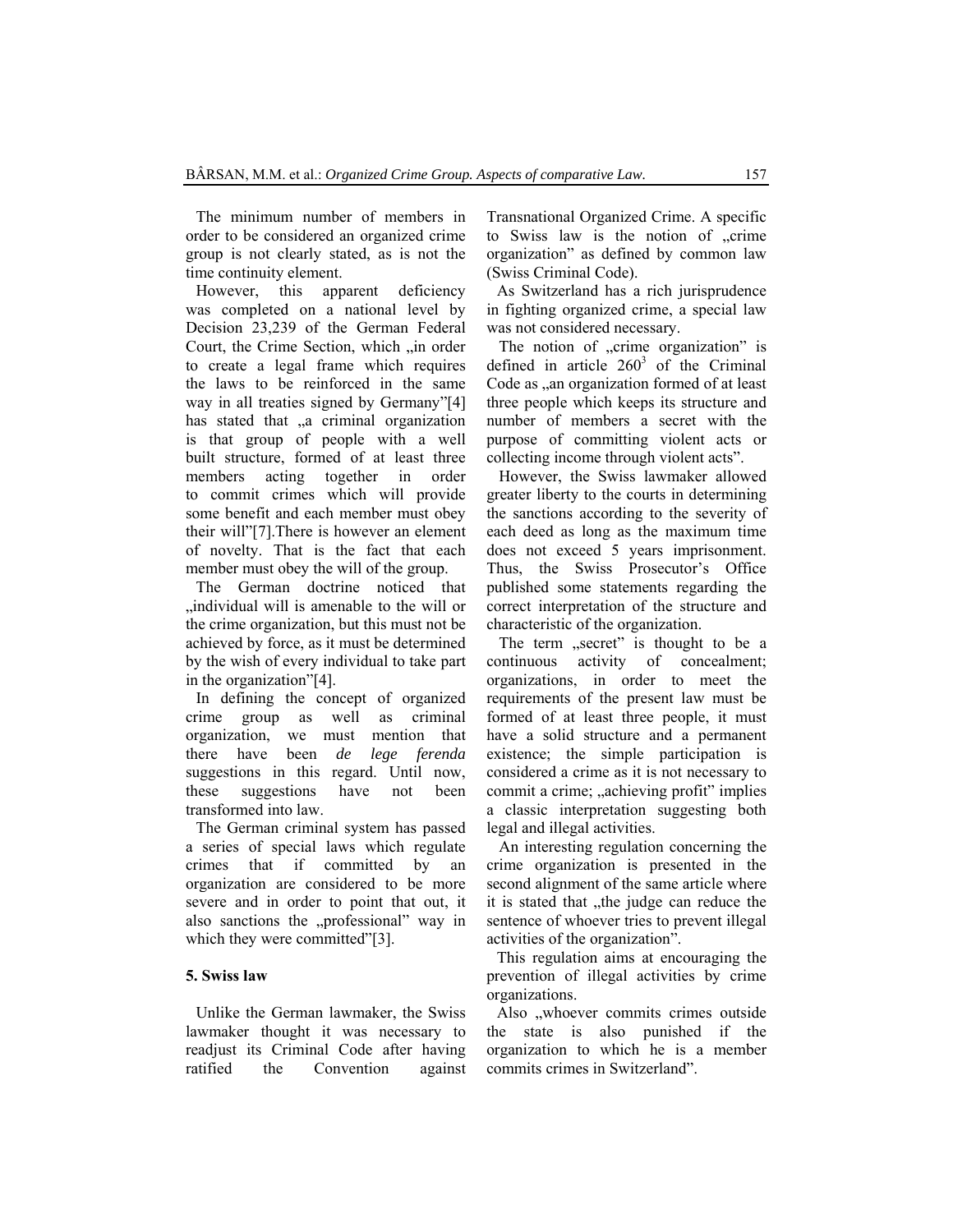The minimum number of members in order to be considered an organized crime group is not clearly stated, as is not the time continuity element.

However, this apparent deficiency was completed on a national level by Decision 23,239 of the German Federal Court, the Crime Section, which „in order to create a legal frame which requires the laws to be reinforced in the same way in all treaties signed by Germany"[4] has stated that „a criminal organization is that group of people with a well built structure, formed of at least three members acting together in order to commit crimes which will provide some benefit and each member must obey their will"[7].There is however an element of novelty. That is the fact that each member must obey the will of the group.

The German doctrine noticed that „individual will is amenable to the will or the crime organization, but this must not be achieved by force, as it must be determined by the wish of every individual to take part in the organization"[4].

In defining the concept of organized crime group as well as criminal organization, we must mention that there have been *de lege ferenda* suggestions in this regard. Until now, these suggestions have not been transformed into law.

The German criminal system has passed a series of special laws which regulate crimes that if committed by an organization are considered to be more severe and in order to point that out, it also sanctions the „professional" way in which they were committed"[3].

## 5. Swiss law

Unlike the German lawmaker, the Swiss lawmaker thought it was necessary to readjust its Criminal Code after having ratified the Convention against Transnational Organized Crime. A specific to Swiss law is the notion of „crime organization" as defined by common law (Swiss Criminal Code).

As Switzerland has a rich jurisprudence in fighting organized crime, a special law was not considered necessary.

The notion of „crime organization" is defined in article $260^3$ of the Criminal Code as „an organization formed of at least three people which keeps its structure and number of members a secret with the purpose of committing violent acts or collecting income through violent acts".

However, the Swiss lawmaker allowed greater liberty to the courts in determining the sanctions according to the severity of each deed as long as the maximum time does not exceed 5 years imprisonment. Thus, the Swiss Prosecutor's Office published some statements regarding the correct interpretation of the structure and characteristic of the organization.

The term „secret" is thought to be a continuous activity of concealment; organizations, in order to meet the requirements of the present law must be formed of at least three people, it must have a solid structure and a permanent existence; the simple participation is considered a crime as it is not necessary to commit a crime; „achieving profit" implies a classic interpretation suggesting both legal and illegal activities.

An interesting regulation concerning the crime organization is presented in the second alignment of the same article where it is stated that „the judge can reduce the sentence of whoever tries to prevent illegal activities of the organization".

This regulation aims at encouraging the prevention of illegal activities by crime organizations.

Also „whoever commits crimes outside the state is also punished if the organization to which he is a member commits crimes in Switzerland".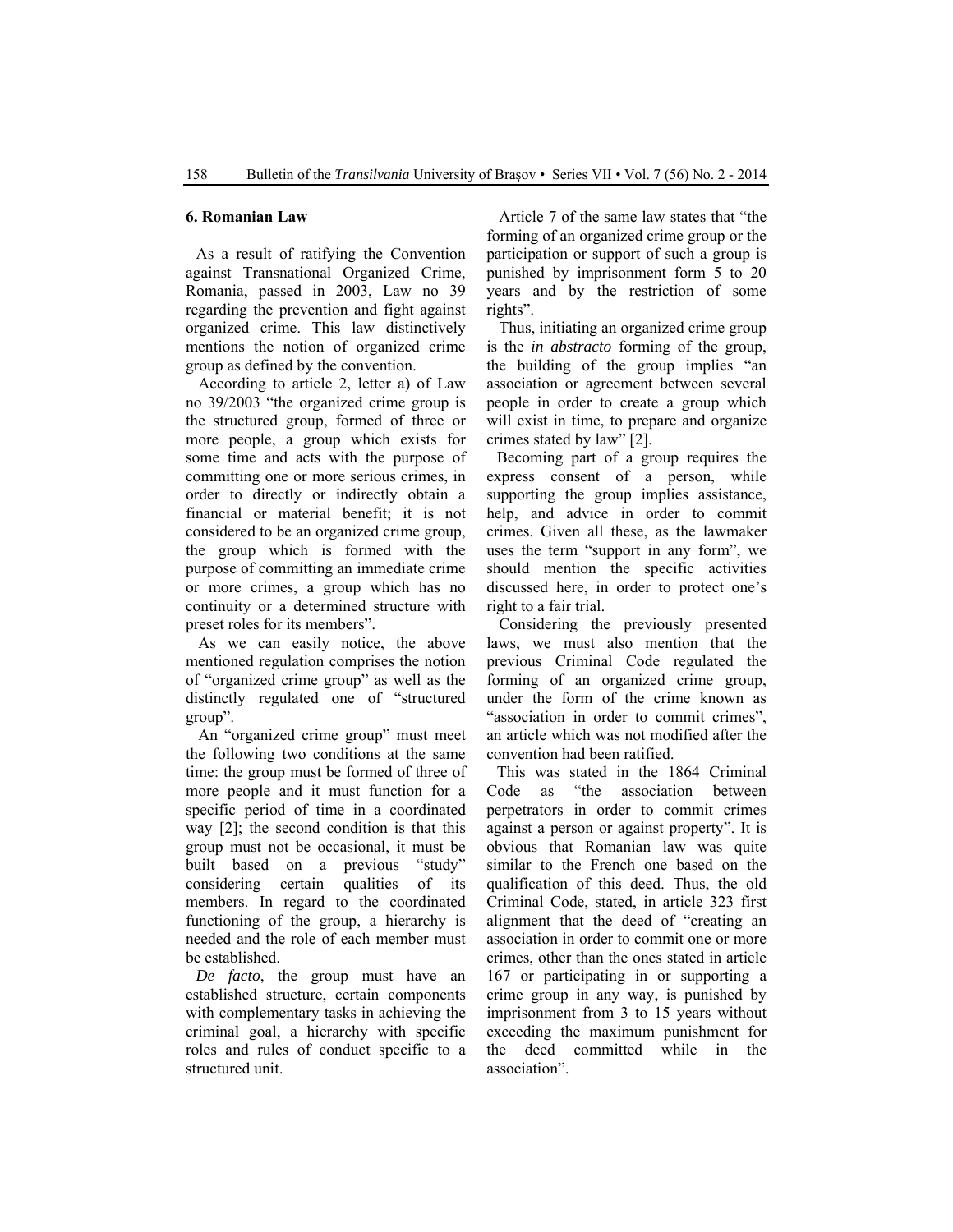## 6. Romanian Law

As a result of ratifying the Convention against Transnational Organized Crime, Romania, passed in 2003, Law no 39 regarding the prevention and fight against organized crime. This law distinctively mentions the notion of organized crime group as defined by the convention.

According to article 2, letter a) of Law no 39/2003 "the organized crime group is the structured group, formed of three or more people, a group which exists for some time and acts with the purpose of committing one or more serious crimes, in order to directly or indirectly obtain a financial or material benefit; it is not considered to be an organized crime group, the group which is formed with the purpose of committing an immediate crime or more crimes, a group which has no continuity or a determined structure with preset roles for its members".

As we can easily notice, the above mentioned regulation comprises the notion of "organized crime group" as well as the distinctly regulated one of "structured group".

An "organized crime group" must meet the following two conditions at the same time: the group must be formed of three of more people and it must function for a specific period of time in a coordinated way [2]; the second condition is that this group must not be occasional, it must be built based on a previous "study" considering certain qualities of its members. In regard to the coordinated functioning of the group, a hierarchy is needed and the role of each member must be established.

*De facto*, the group must have an established structure, certain components with complementary tasks in achieving the criminal goal, a hierarchy with specific roles and rules of conduct specific to a structured unit.

Article 7 of the same law states that "the forming of an organized crime group or the participation or support of such a group is punished by imprisonment form 5 to 20 years and by the restriction of some rights".

Thus, initiating an organized crime group is the *in abstracto* forming of the group, the building of the group implies "an association or agreement between several people in order to create a group which will exist in time, to prepare and organize crimes stated by law" [2].

Becoming part of a group requires the express consent of a person, while supporting the group implies assistance, help, and advice in order to commit crimes. Given all these, as the lawmaker uses the term "support in any form", we should mention the specific activities discussed here, in order to protect one's right to a fair trial.

Considering the previously presented laws, we must also mention that the previous Criminal Code regulated the forming of an organized crime group, under the form of the crime known as "association in order to commit crimes", an article which was not modified after the convention had been ratified.

This was stated in the 1864 Criminal Code as "the association between perpetrators in order to commit crimes against a person or against property". It is obvious that Romanian law was quite similar to the French one based on the qualification of this deed. Thus, the old Criminal Code, stated, in article 323 first alignment that the deed of "creating an association in order to commit one or more crimes, other than the ones stated in article 167 or participating in or supporting a crime group in any way, is punished by imprisonment from 3 to 15 years without exceeding the maximum punishment for the deed committed while in the association".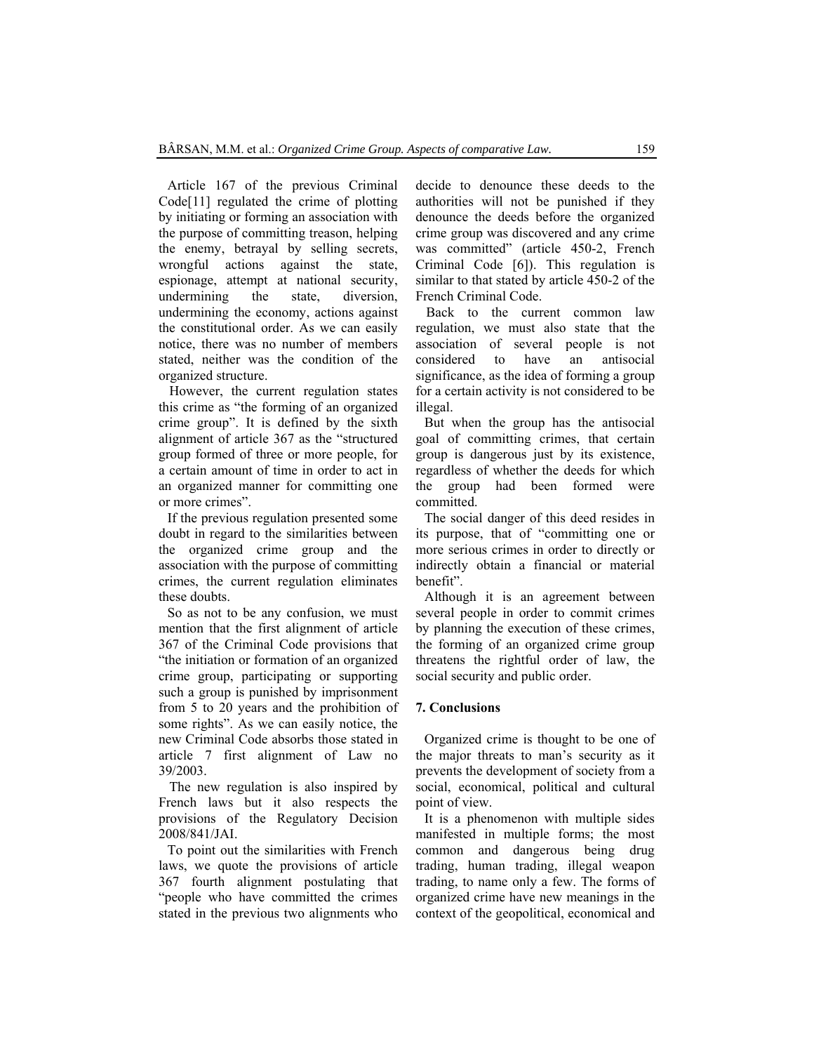Article 167 of the previous Criminal Code[11] regulated the crime of plotting by initiating or forming an association with the purpose of committing treason, helping the enemy, betrayal by selling secrets, wrongful actions against the state, espionage, attempt at national security, undermining the state, diversion, undermining the economy, actions against the constitutional order. As we can easily notice, there was no number of members stated, neither was the condition of the organized structure.

However, the current regulation states this crime as "the forming of an organized crime group". It is defined by the sixth alignment of article 367 as the "structured group formed of three or more people, for a certain amount of time in order to act in an organized manner for committing one or more crimes".

If the previous regulation presented some doubt in regard to the similarities between the organized crime group and the association with the purpose of committing crimes, the current regulation eliminates these doubts.

So as not to be any confusion, we must mention that the first alignment of article 367 of the Criminal Code provisions that "the initiation or formation of an organized crime group, participating or supporting such a group is punished by imprisonment from 5 to 20 years and the prohibition of some rights". As we can easily notice, the new Criminal Code absorbs those stated in article 7 first alignment of Law no 39/2003.

The new regulation is also inspired by French laws but it also respects the provisions of the Regulatory Decision 2008/841/JAI.

To point out the similarities with French laws, we quote the provisions of article 367 fourth alignment postulating that "people who have committed the crimes stated in the previous two alignments who decide to denounce these deeds to the authorities will not be punished if they denounce the deeds before the organized crime group was discovered and any crime was committed" (article 450-2, French Criminal Code [6]). This regulation is similar to that stated by article 450-2 of the French Criminal Code.

Back to the current common law regulation, we must also state that the association of several people is not considered to have an antisocial significance, as the idea of forming a group for a certain activity is not considered to be illegal.

But when the group has the antisocial goal of committing crimes, that certain group is dangerous just by its existence, regardless of whether the deeds for which the group had been formed were committed.

The social danger of this deed resides in its purpose, that of "committing one or more serious crimes in order to directly or indirectly obtain a financial or material benefit".

Although it is an agreement between several people in order to commit crimes by planning the execution of these crimes, the forming of an organized crime group threatens the rightful order of law, the social security and public order.

## 7. Conclusions

Organized crime is thought to be one of the major threats to man's security as it prevents the development of society from a social, economical, political and cultural point of view.

It is a phenomenon with multiple sides manifested in multiple forms; the most common and dangerous being drug trading, human trading, illegal weapon trading, to name only a few. The forms of organized crime have new meanings in the context of the geopolitical, economical and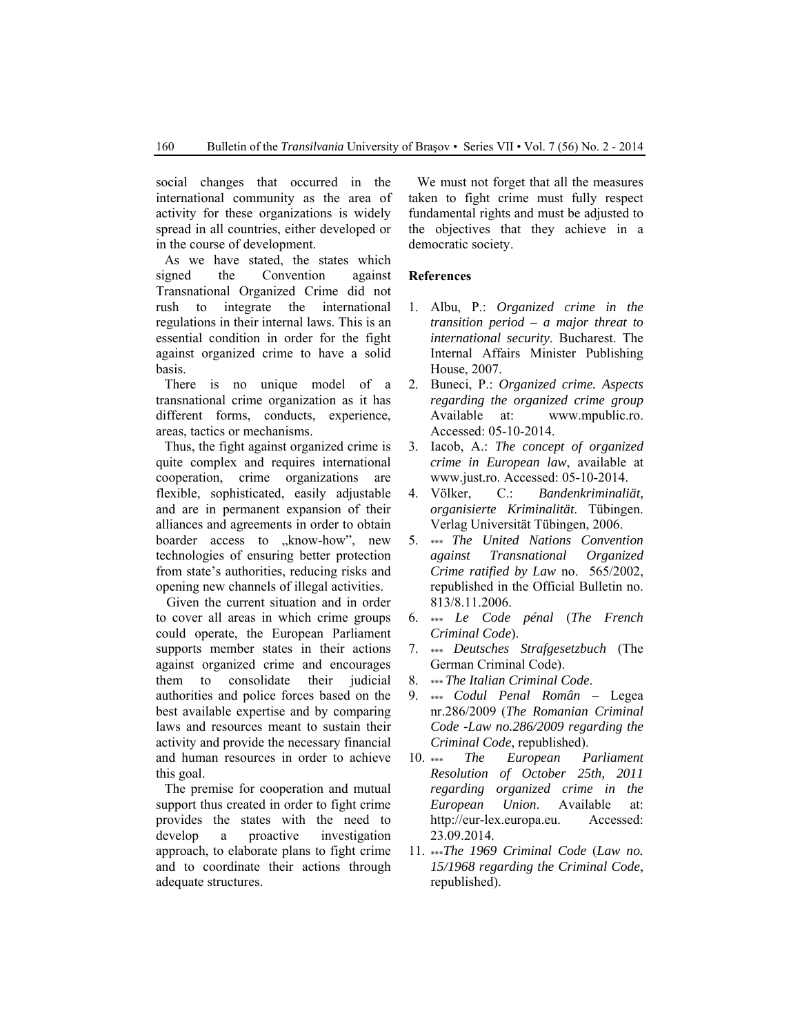social changes that occurred in the international community as the area of activity for these organizations is widely spread in all countries, either developed or in the course of development.

As we have stated, the states which signed the Convention against Transnational Organized Crime did not rush to integrate the international regulations in their internal laws. This is an essential condition in order for the fight against organized crime to have a solid basis.

There is no unique model of a transnational crime organization as it has different forms, conducts, experience, areas, tactics or mechanisms.

Thus, the fight against organized crime is quite complex and requires international cooperation, crime organizations are flexible, sophisticated, easily adjustable and are in permanent expansion of their alliances and agreements in order to obtain boarder access to „know-how", new technologies of ensuring better protection from state's authorities, reducing risks and opening new channels of illegal activities.

Given the current situation and in order to cover all areas in which crime groups could operate, the European Parliament supports member states in their actions against organized crime and encourages them to consolidate their judicial authorities and police forces based on the best available expertise and by comparing laws and resources meant to sustain their activity and provide the necessary financial and human resources in order to achieve this goal.

The premise for cooperation and mutual support thus created in order to fight crime provides the states with the need to develop a proactive investigation approach, to elaborate plans to fight crime and to coordinate their actions through adequate structures.

We must not forget that all the measures taken to fight crime must fully respect fundamental rights and must be adjusted to the objectives that they achieve in a democratic society.

## References

1. Albu, P.: *Organized crime in the transition period – a major threat to international security*. Bucharest. The Internal Affairs Minister Publishing House, 2007.
2. Buneci, P.: *Organized crime. Aspects regarding the organized crime group* Available at: www.mpublic.ro. Accessed: 05-10-2014.
3. Iacob, A.: *The concept of organized crime in European law*, available at www.just.ro. Accessed: 05-10-2014.
4. Völker, C.: *Bandenkriminaliät, organisierte Kriminalität*. Tübingen. Verlag Universität Tübingen, 2006.
5. *** *The United Nations Convention against Transnational Organized Crime ratified by Law* no. 565/2002, republished in the Official Bulletin no. 813/8.11.2006.
6. *** *Le Code pénal* (*The French Criminal Code*).
7. *** *Deutsches Strafgesetzbuch* (The German Criminal Code).
8. *** *The Italian Criminal Code*.
9. *** *Codul Penal Român* – Legea nr.286/2009 (*The Romanian Criminal Code -Law no.286/2009 regarding the Criminal Code*, republished).
10. *** *The European Parliament Resolution of October 25th, 2011 regarding organized crime in the European Union*. Available at: http://eur-lex.europa.eu. Accessed: 23.09.2014.
11. ****The 1969 Criminal Code* (*Law no. 15/1968 regarding the Criminal Code*, republished).